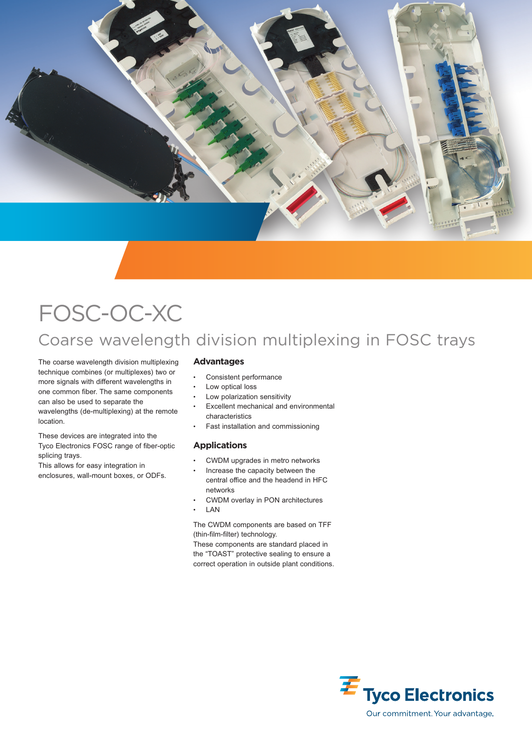# FOSC-OC-XC

## Coarse wavelength division multiplexing in FOSC trays

The coarse wavelength division multiplexing technique combines (or multiplexes) two or more signals with different wavelengths in one common fiber. The same components can also be used to separate the wavelengths (de-multiplexing) at the remote location.

These devices are integrated into the Tyco Electronics FOSC range of fiber-optic splicing trays.
This allows for easy integration in enclosures, wall-mount boxes, or ODFs.

### Advantages

- Consistent performance
- Low optical loss
- Low polarization sensitivity
- Excellent mechanical and environmental characteristics
- Fast installation and commissioning

### Applications

- CWDM upgrades in metro networks
- Increase the capacity between the central office and the headend in HFC networks
- CWDM overlay in PON architectures
- LAN

The CWDM components are based on TFF (thin-film-filter) technology.
These components are standard placed in the "TOAST" protective sealing to ensure a correct operation in outside plant conditions.

Tyco Electronics
Our commitment. Your advantage.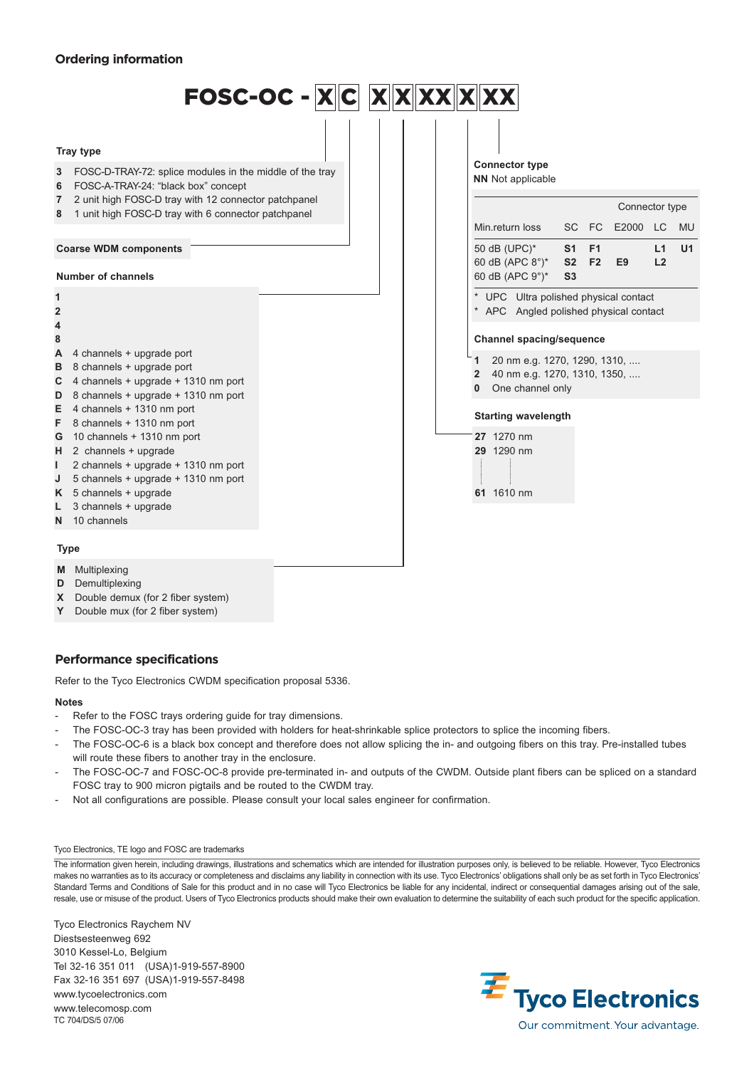## Ordering information

**FOSC-OC - X C X X XX X XX**

### Tray type

- **3** FOSC-D-TRAY-72: splice modules in the middle of the tray
- **6** FOSC-A-TRAY-24: "black box" concept
- **7** 2 unit high FOSC-D tray with 12 connector patchpanel
- **8** 1 unit high FOSC-D tray with 6 connector patchpanel

### Coarse WDM components

### Number of channels

- **1**
- **2**
- **4**
- **8**
- **A** 4 channels + upgrade port
- **B** 8 channels + upgrade port
- **C** 4 channels + upgrade + 1310 nm port
- **D** 8 channels + upgrade + 1310 nm port
- **E** 4 channels + 1310 nm port
- **F** 8 channels + 1310 nm port
- **G** 10 channels + 1310 nm port
- **H** 2 channels + upgrade
- **I** 2 channels + upgrade + 1310 nm port
- **J** 5 channels + upgrade + 1310 nm port
- **K** 5 channels + upgrade
- **L** 3 channels + upgrade
- **N** 10 channels

### Type

- **M** Multiplexing
- **D** Demultiplexing
- **X** Double demux (for 2 fiber system)
- **Y** Double mux (for 2 fiber system)

### Connector type

**NN** Not applicable

| Min.return loss | SC | FC | E2000 | LC | MU |
|---|---|---|---|---|---|
| 50 dB (UPC)* | **S1** | **F1** | | **L1** | **U1** |
| 60 dB (APC 8°)* | **S2** | **F2** | **E9** | **L2** | |
| 60 dB (APC 9°)* | **S3** | | | | |

\* UPC Ultra polished physical contact
\* APC Angled polished physical contact

### Channel spacing/sequence

- **1** 20 nm e.g. 1270, 1290, 1310, ....
- **2** 40 nm e.g. 1270, 1310, 1350, ....
- **0** One channel only

### Starting wavelength

- **27** 1270 nm
- **29** 1290 nm
- ⋮
- **61** 1610 nm

## Performance specifications

Refer to the Tyco Electronics CWDM specification proposal 5336.

**Notes**

- Refer to the FOSC trays ordering guide for tray dimensions.
- The FOSC-OC-3 tray has been provided with holders for heat-shrinkable splice protectors to splice the incoming fibers.
- The FOSC-OC-6 is a black box concept and therefore does not allow splicing the in- and outgoing fibers on this tray. Pre-installed tubes will route these fibers to another tray in the enclosure.
- The FOSC-OC-7 and FOSC-OC-8 provide pre-terminated in- and outputs of the CWDM. Outside plant fibers can be spliced on a standard FOSC tray to 900 micron pigtails and be routed to the CWDM tray.
- Not all configurations are possible. Please consult your local sales engineer for confirmation.

Tyco Electronics, TE logo and FOSC are trademarks

The information given herein, including drawings, illustrations and schematics which are intended for illustration purposes only, is believed to be reliable. However, Tyco Electronics makes no warranties as to its accuracy or completeness and disclaims any liability in connection with its use. Tyco Electronics' obligations shall only be as set forth in Tyco Electronics' Standard Terms and Conditions of Sale for this product and in no case will Tyco Electronics be liable for any incidental, indirect or consequential damages arising out of the sale, resale, use or misuse of the product. Users of Tyco Electronics products should make their own evaluation to determine the suitability of each such product for the specific application.

Tyco Electronics Raychem NV
Diestsesteenweg 692
3010 Kessel-Lo, Belgium
Tel 32-16 351 011 (USA)1-919-557-8900
Fax 32-16 351 697 (USA)1-919-557-8498
www.tycoelectronics.com
www.telecomosp.com
TC 704/DS/5 07/06

Tyco Electronics
Our commitment. Your advantage.